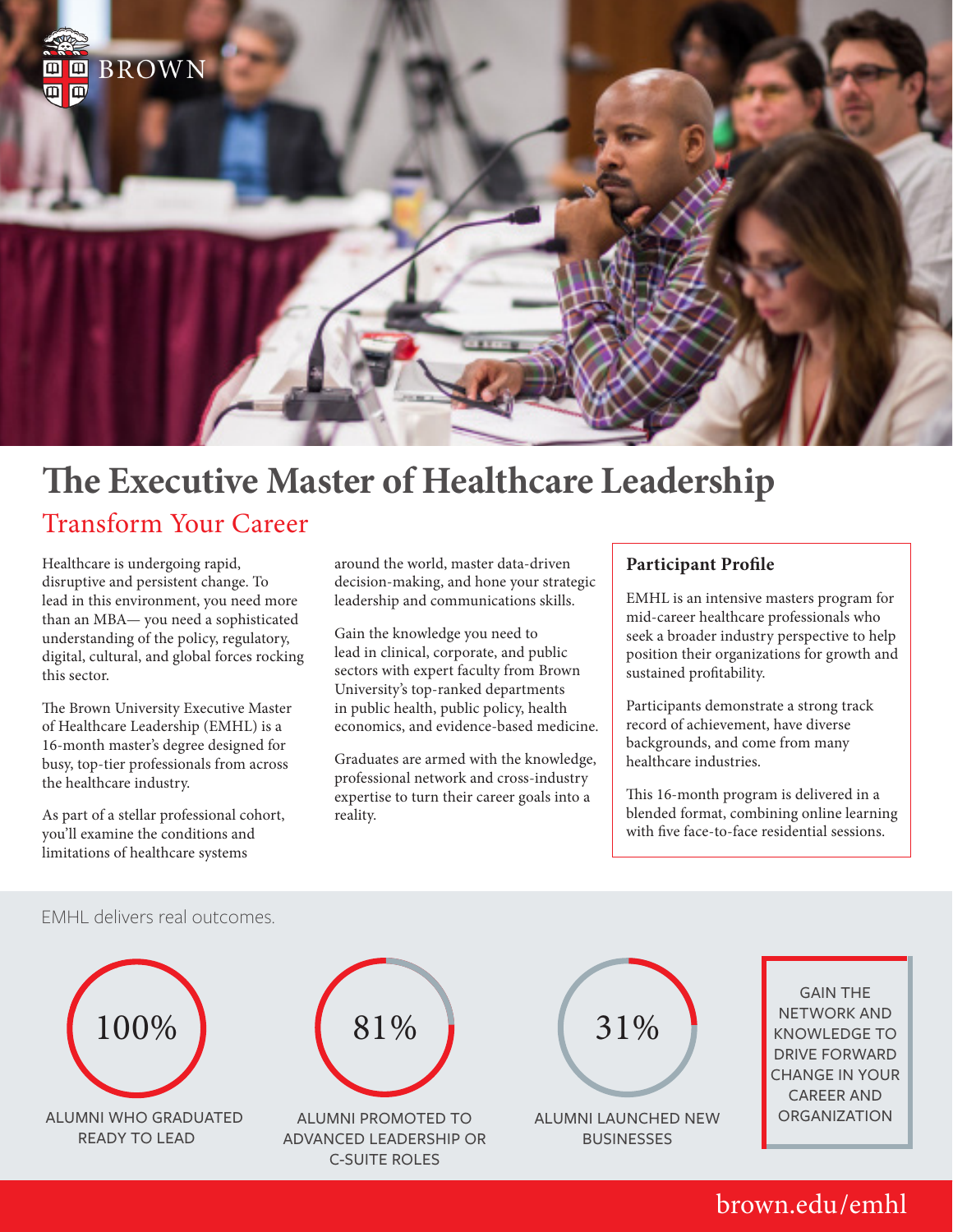BROWN

# The Executive Master of Healthcare Leadership

## Transform Your Career

Healthcare is undergoing rapid, disruptive and persistent change. To lead in this environment, you need more than an MBA— you need a sophisticated understanding of the policy, regulatory, digital, cultural, and global forces rocking this sector.

The Brown University Executive Master of Healthcare Leadership (EMHL) is a 16-month master's degree designed for busy, top-tier professionals from across the healthcare industry.

As part of a stellar professional cohort, you'll examine the conditions and limitations of healthcare systems around the world, master data-driven decision-making, and hone your strategic leadership and communications skills.

Gain the knowledge you need to lead in clinical, corporate, and public sectors with expert faculty from Brown University's top-ranked departments in public health, public policy, health economics, and evidence-based medicine.

Graduates are armed with the knowledge, professional network and cross-industry expertise to turn their career goals into a reality.

### Participant Profile

EMHL is an intensive masters program for mid-career healthcare professionals who seek a broader industry perspective to help position their organizations for growth and sustained profitability.

Participants demonstrate a strong track record of achievement, have diverse backgrounds, and come from many healthcare industries.

This 16-month program is delivered in a blended format, combining online learning with five face-to-face residential sessions.

EMHL delivers real outcomes.

**100%** ALUMNI WHO GRADUATED READY TO LEAD

**81%** ALUMNI PROMOTED TO ADVANCED LEADERSHIP OR C-SUITE ROLES

**31%** ALUMNI LAUNCHED NEW BUSINESSES

GAIN THE NETWORK AND KNOWLEDGE TO DRIVE FORWARD CHANGE IN YOUR CAREER AND ORGANIZATION

brown.edu/emhl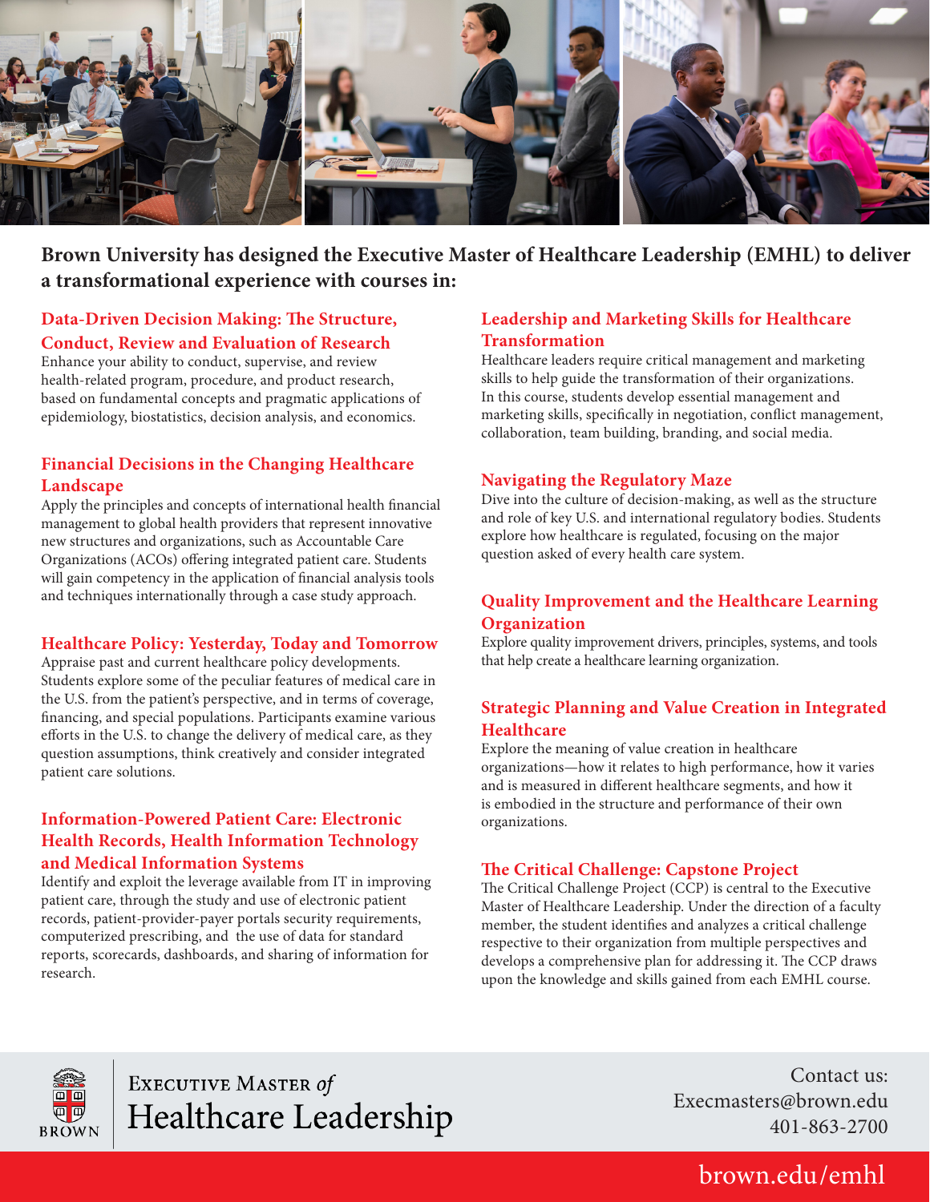**Brown University has designed the Executive Master of Healthcare Leadership (EMHL) to deliver a transformational experience with courses in:**

### Data-Driven Decision Making: The Structure, Conduct, Review and Evaluation of Research

Enhance your ability to conduct, supervise, and review health-related program, procedure, and product research, based on fundamental concepts and pragmatic applications of epidemiology, biostatistics, decision analysis, and economics.

### Financial Decisions in the Changing Healthcare Landscape

Apply the principles and concepts of international health financial management to global health providers that represent innovative new structures and organizations, such as Accountable Care Organizations (ACOs) offering integrated patient care. Students will gain competency in the application of financial analysis tools and techniques internationally through a case study approach.

### Healthcare Policy: Yesterday, Today and Tomorrow

Appraise past and current healthcare policy developments. Students explore some of the peculiar features of medical care in the U.S. from the patient's perspective, and in terms of coverage, financing, and special populations. Participants examine various efforts in the U.S. to change the delivery of medical care, as they question assumptions, think creatively and consider integrated patient care solutions.

### Information-Powered Patient Care: Electronic Health Records, Health Information Technology and Medical Information Systems

Identify and exploit the leverage available from IT in improving patient care, through the study and use of electronic patient records, patient-provider-payer portals security requirements, computerized prescribing, and the use of data for standard reports, scorecards, dashboards, and sharing of information for research.

### Leadership and Marketing Skills for Healthcare Transformation

Healthcare leaders require critical management and marketing skills to help guide the transformation of their organizations. In this course, students develop essential management and marketing skills, specifically in negotiation, conflict management, collaboration, team building, branding, and social media.

### Navigating the Regulatory Maze

Dive into the culture of decision-making, as well as the structure and role of key U.S. and international regulatory bodies. Students explore how healthcare is regulated, focusing on the major question asked of every health care system.

### Quality Improvement and the Healthcare Learning Organization

Explore quality improvement drivers, principles, systems, and tools that help create a healthcare learning organization.

### Strategic Planning and Value Creation in Integrated Healthcare

Explore the meaning of value creation in healthcare organizations—how it relates to high performance, how it varies and is measured in different healthcare segments, and how it is embodied in the structure and performance of their own organizations.

### The Critical Challenge: Capstone Project

The Critical Challenge Project (CCP) is central to the Executive Master of Healthcare Leadership. Under the direction of a faculty member, the student identifies and analyzes a critical challenge respective to their organization from multiple perspectives and develops a comprehensive plan for addressing it. The CCP draws upon the knowledge and skills gained from each EMHL course.

BROWN

EXECUTIVE MASTER *of* Healthcare Leadership

Contact us:
Execmasters@brown.edu
401-863-2700

brown.edu/emhl